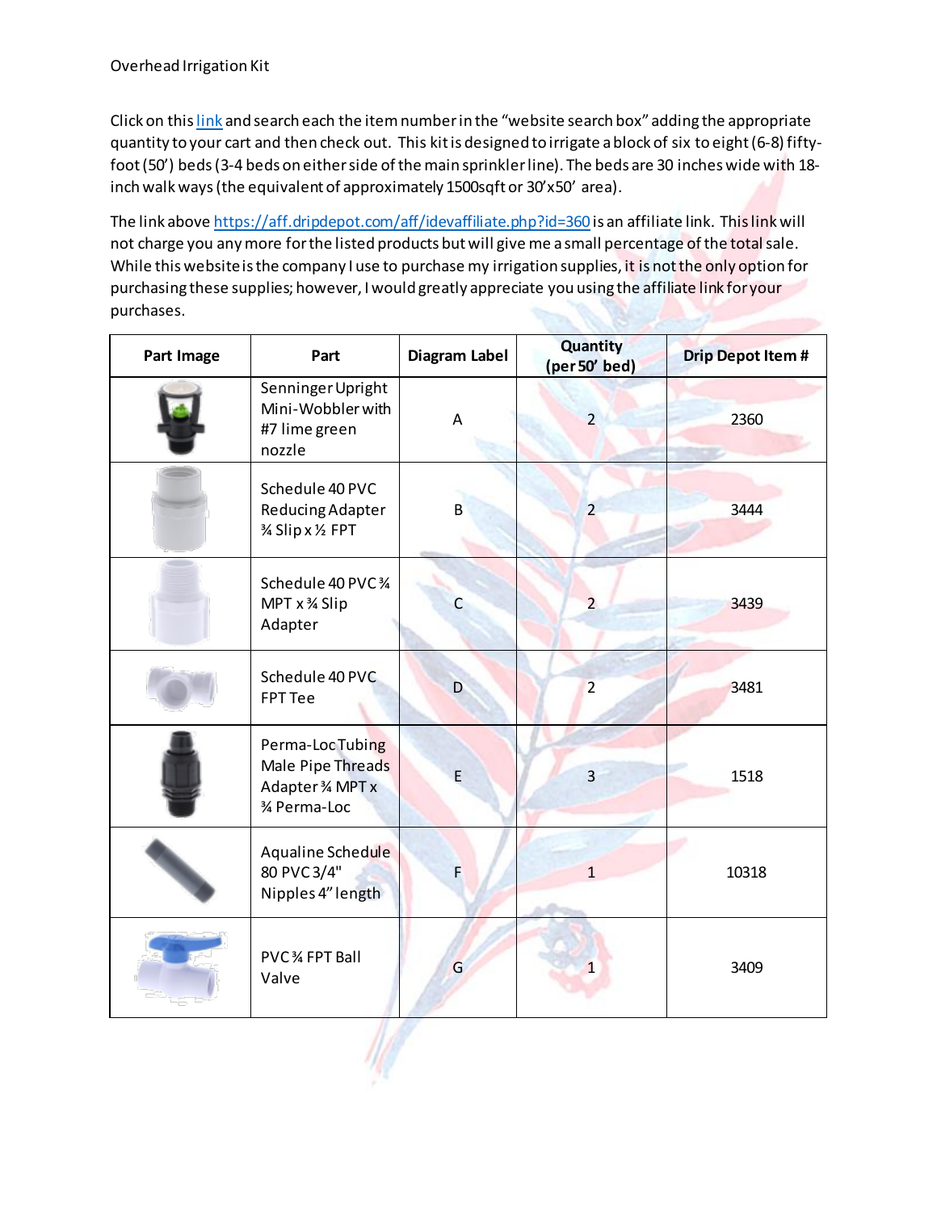Overhead Irrigation Kit

Click on this [link](https://aff.dripdepot.com/aff/idevaffiliate.php?id=360) and search each the item number in the "website search box" adding the appropriate quantity to your cart and then check out. This kit is designed to irrigate a block of six to eight (6-8) fifty-foot (50') beds (3-4 beds on either side of the main sprinkler line). The beds are 30 inches wide with 18-inch walk ways (the equivalent of approximately 1500sqft or 30'x50' area).

The link above [https://aff.dripdepot.com/aff/idevaffiliate.php?id=360](https://aff.dripdepot.com/aff/idevaffiliate.php?id=360) is an affiliate link. This link will not charge you any more for the listed products but will give me a small percentage of the total sale. While this website is the company I use to purchase my irrigation supplies, it is not the only option for purchasing these supplies; however, I would greatly appreciate you using the affiliate link for your purchases.

| Part Image | Part | Diagram Label | Quantity (per 50' bed) | Drip Depot Item # |
|---|---|---|---|---|
| | Senninger Upright Mini-Wobbler with #7 lime green nozzle | A | 2 | 2360 |
| | Schedule 40 PVC Reducing Adapter ¾ Slip x ½ FPT | B | 2 | 3444 |
| | Schedule 40 PVC ¾ MPT x ¾ Slip Adapter | C | 2 | 3439 |
| | Schedule 40 PVC FPT Tee | D | 2 | 3481 |
| | Perma-Loc Tubing Male Pipe Threads Adapter ¾ MPT x ¾ Perma-Loc | E | 3 | 1518 |
| | Aqualine Schedule 80 PVC 3/4" Nipples 4" length | F | 1 | 10318 |
| | PVC ¾ FPT Ball Valve | G | 1 | 3409 |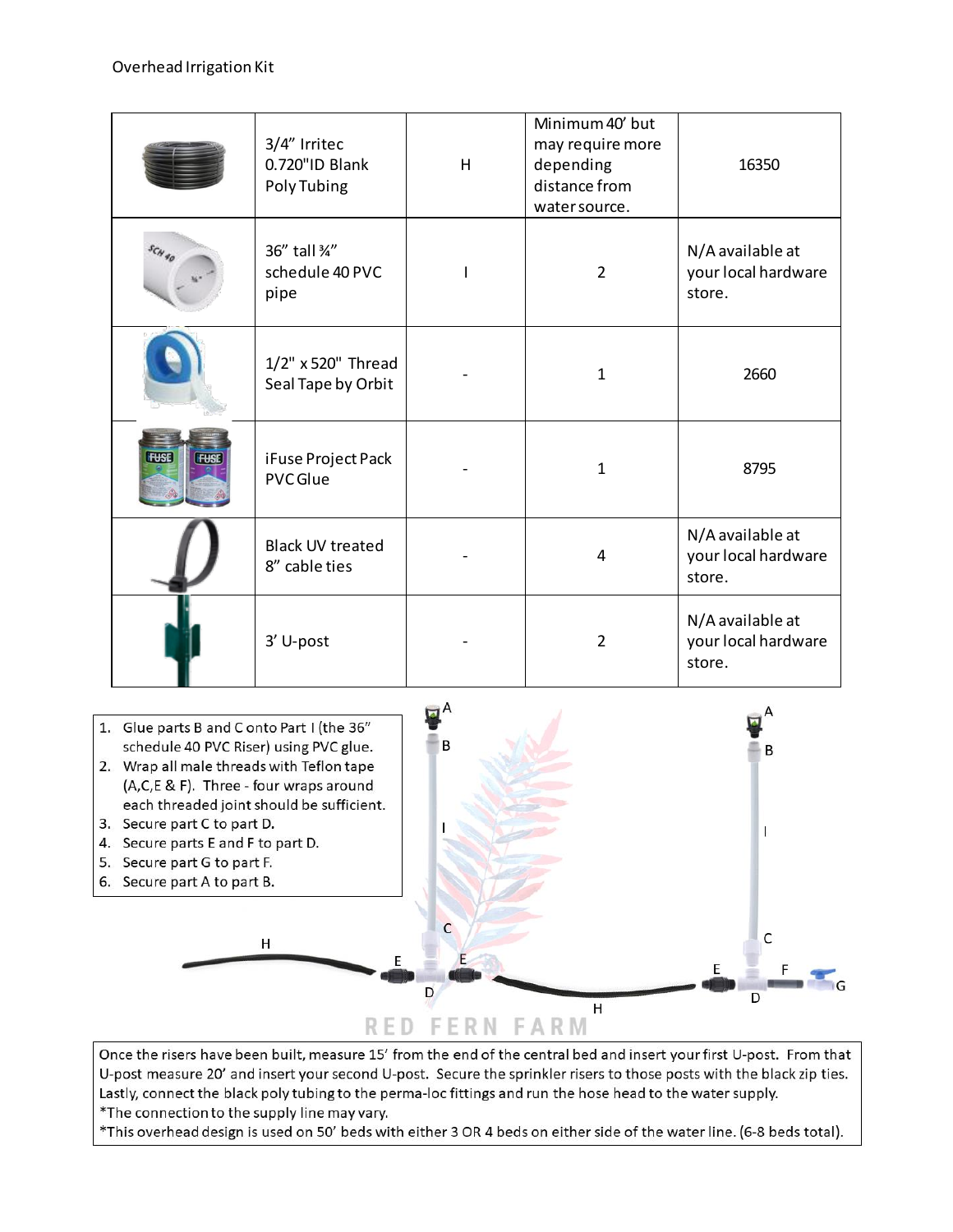Overhead Irrigation Kit

| | | | | |
|---|---|---|---|---|
| | 3/4" Irritec 0.720"ID Blank Poly Tubing | H | Minimum 40' but may require more depending distance from water source. | 16350 |
| | 36" tall ¾" schedule 40 PVC pipe | I | 2 | N/A available at your local hardware store. |
| | 1/2" x 520" Thread Seal Tape by Orbit | - | 1 | 2660 |
| | iFuse Project Pack PVC Glue | - | 1 | 8795 |
| | Black UV treated 8" cable ties | - | 4 | N/A available at your local hardware store. |
| | 3' U-post | - | 2 | N/A available at your local hardware store. |

1. Glue parts B and C onto Part I (the 36" schedule 40 PVC Riser) using PVC glue.
2. Wrap all male threads with Teflon tape (A,C,E & F). Three - four wraps around each threaded joint should be sufficient.
3. Secure part C to part D.
4. Secure parts E and F to part D.
5. Secure part G to part F.
6. Secure part A to part B.

A
B
I
C
E
D
H
F
G

RED FERN FARM

Once the risers have been built, measure 15' from the end of the central bed and insert your first U-post. From that U-post measure 20' and insert your second U-post. Secure the sprinkler risers to those posts with the black zip ties. Lastly, connect the black poly tubing to the perma-loc fittings and run the hose head to the water supply.

*The connection to the supply line may vary.

*This overhead design is used on 50' beds with either 3 OR 4 beds on either side of the water line. (6-8 beds total).